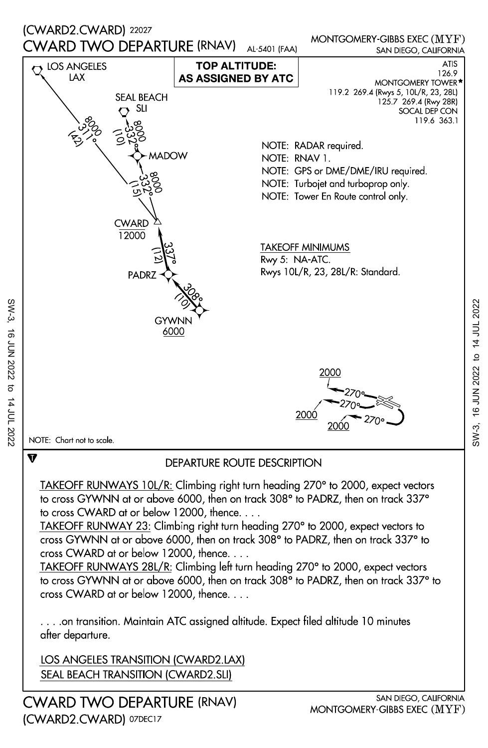(CWARD2.CWARD) 22027

# CWARD TWO DEPARTURE (RNAV)

AL-5401 (FAA)

MONTGOMERY-GIBBS EXEC (MYF)
SAN DIEGO, CALIFORNIA

**TOP ALTITUDE: AS ASSIGNED BY ATC**

ATIS
126.9
MONTGOMERY TOWER★
119.2 269.4 (Rwys 5, 10L/R, 23, 28L)
125.7 269.4 (Rwy 28R)
SOCAL DEP CON
119.6 363.1

LOS ANGELES
LAX
8000
311°
(42)

SEAL BEACH
SLI
8000
332°
(10)

MADOW
8000
332°
(15)

CWARD
12000
337°
(12)

PADRZ
308°
(10)

GYWNN
6000

2000
270°
270°
2000
2000
270°

NOTE: RADAR required.
NOTE: RNAV 1.
NOTE: GPS or DME/DME/IRU required.
NOTE: Turbojet and turboprop only.
NOTE: Tower En Route control only.

TAKEOFF MINIMUMS
Rwy 5: NA-ATC.
Rwys 10L/R, 23, 28L/R: Standard.

NOTE: Chart not to scale.

## DEPARTURE ROUTE DESCRIPTION

TAKEOFF RUNWAYS 10L/R: Climbing right turn heading 270° to 2000, expect vectors to cross GYWNN at or above 6000, then on track 308° to PADRZ, then on track 337° to cross CWARD at or below 12000, thence. . . .

TAKEOFF RUNWAY 23: Climbing right turn heading 270° to 2000, expect vectors to cross GYWNN at or above 6000, then on track 308° to PADRZ, then on track 337° to cross CWARD at or below 12000, thence. . . .

TAKEOFF RUNWAYS 28L/R: Climbing left turn heading 270° to 2000, expect vectors to cross GYWNN at or above 6000, then on track 308° to PADRZ, then on track 337° to cross CWARD at or below 12000, thence. . . .

. . . .on transition. Maintain ATC assigned altitude. Expect filed altitude 10 minutes after departure.

LOS ANGELES TRANSITION (CWARD2.LAX)
SEAL BEACH TRANSITION (CWARD2.SLI)

CWARD TWO DEPARTURE (RNAV)
(CWARD2.CWARD) 07DEC17

SAN DIEGO, CALIFORNIA
MONTGOMERY-GIBBS EXEC (MYF)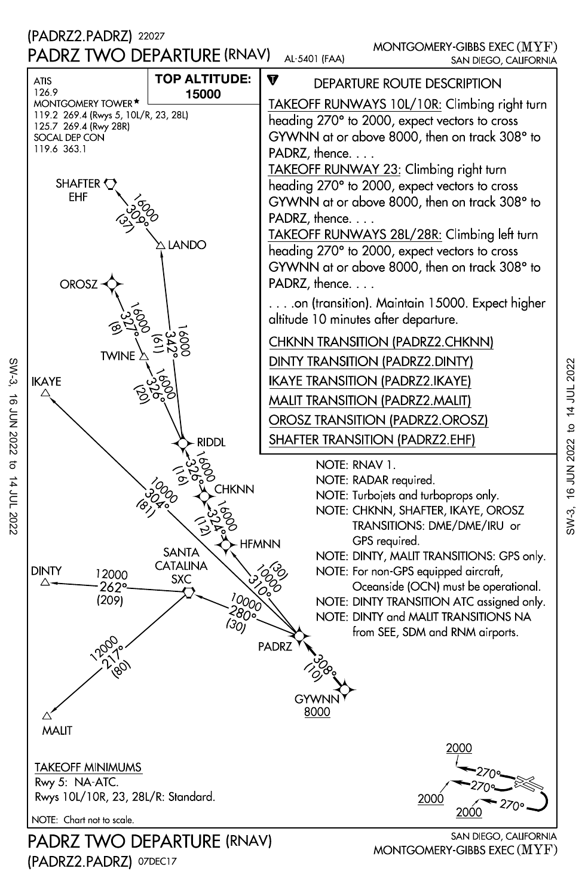(PADRZ2.PADRZ) 22027

# PADRZ TWO DEPARTURE (RNAV)

AL-5401 (FAA)

MONTGOMERY-GIBBS EXEC (MYF)
SAN DIEGO, CALIFORNIA

ATIS
126.9
MONTGOMERY TOWER ★
119.2 269.4 (Rwys 5, 10L/R, 23, 28L)
125.7 269.4 (Rwy 28R)
SOCAL DEP CON
119.6 363.1

**TOP ALTITUDE: 15000**

## DEPARTURE ROUTE DESCRIPTION

TAKEOFF RUNWAYS 10L/10R: Climbing right turn heading 270° to 2000, expect vectors to cross GYWNN at or above 8000, then on track 308° to PADRZ, thence. . . .

TAKEOFF RUNWAY 23: Climbing right turn heading 270° to 2000, expect vectors to cross GYWNN at or above 8000, then on track 308° to PADRZ, thence. . . .

TAKEOFF RUNWAYS 28L/28R: Climbing left turn heading 270° to 2000, expect vectors to cross GYWNN at or above 8000, then on track 308° to PADRZ, thence. . . .

. . . .on (transition). Maintain 15000. Expect higher altitude 10 minutes after departure.

CHKNN TRANSITION (PADRZ2.CHKNN)
DINTY TRANSITION (PADRZ2.DINTY)
IKAYE TRANSITION (PADRZ2.IKAYE)
MALIT TRANSITION (PADRZ2.MALIT)
OROSZ TRANSITION (PADRZ2.OROSZ)
SHAFTER TRANSITION (PADRZ2.EHF)

NOTE: RNAV 1.
NOTE: RADAR required.
NOTE: Turbojets and turboprops only.
NOTE: CHKNN, SHAFTER, IKAYE, OROSZ TRANSITIONS: DME/DME/IRU or GPS required.
NOTE: DINTY, MALIT TRANSITIONS: GPS only.
NOTE: For non-GPS equipped aircraft, Oceanside (OCN) must be operational.
NOTE: DINTY TRANSITION ATC assigned only.
NOTE: DINTY and MALIT TRANSITIONS NA from SEE, SDM and RNM airports.

SHAFTER EHF
16000 309° (37)
LANDO
OROSZ
16000 327° (8)
16000 342° (61)
TWINE
16000 326° (20)
IKAYE
RIDDL
16000 326° (16)
10000 304° (81)
CHKNN
16000 324° (12)
HFMNN
SANTA CATALINA SXC
DINTY
12000 262° (209)
(30) 10000 310°
10000 280° (30)
PADRZ
308° (10)
GYWNN 8000
12000 217° (80)
MALIT

2000 270°
270° 2000
270° 2000

TAKEOFF MINIMUMS
Rwy 5: NA-ATC.
Rwys 10L/10R, 23, 28L/R: Standard.

NOTE: Chart not to scale.

PADRZ TWO DEPARTURE (RNAV)
(PADRZ2.PADRZ) 07DEC17

SAN DIEGO, CALIFORNIA
MONTGOMERY-GIBBS EXEC (MYF)